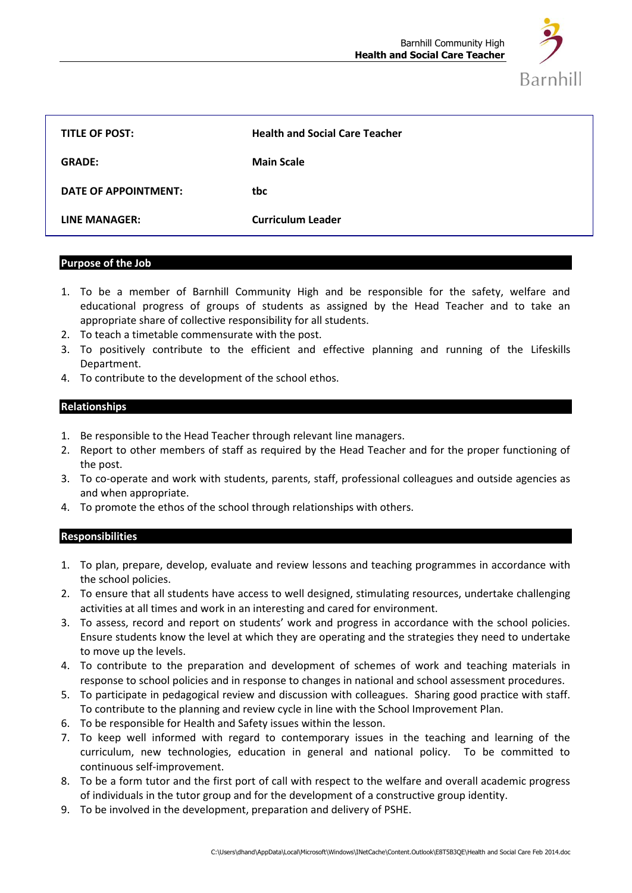| TITLE OF POST: | Health and Social Care Teacher |
|---|---|
| GRADE: | Main Scale |
| DATE OF APPOINTMENT: | tbc |
| LINE MANAGER: | Curriculum Leader |

## Purpose of the Job

1. To be a member of Barnhill Community High and be responsible for the safety, welfare and educational progress of groups of students as assigned by the Head Teacher and to take an appropriate share of collective responsibility for all students.
2. To teach a timetable commensurate with the post.
3. To positively contribute to the efficient and effective planning and running of the Lifeskills Department.
4. To contribute to the development of the school ethos.

## Relationships

1. Be responsible to the Head Teacher through relevant line managers.
2. Report to other members of staff as required by the Head Teacher and for the proper functioning of the post.
3. To co-operate and work with students, parents, staff, professional colleagues and outside agencies as and when appropriate.
4. To promote the ethos of the school through relationships with others.

## Responsibilities

1. To plan, prepare, develop, evaluate and review lessons and teaching programmes in accordance with the school policies.
2. To ensure that all students have access to well designed, stimulating resources, undertake challenging activities at all times and work in an interesting and cared for environment.
3. To assess, record and report on students' work and progress in accordance with the school policies. Ensure students know the level at which they are operating and the strategies they need to undertake to move up the levels.
4. To contribute to the preparation and development of schemes of work and teaching materials in response to school policies and in response to changes in national and school assessment procedures.
5. To participate in pedagogical review and discussion with colleagues. Sharing good practice with staff. To contribute to the planning and review cycle in line with the School Improvement Plan.
6. To be responsible for Health and Safety issues within the lesson.
7. To keep well informed with regard to contemporary issues in the teaching and learning of the curriculum, new technologies, education in general and national policy. To be committed to continuous self-improvement.
8. To be a form tutor and the first port of call with respect to the welfare and overall academic progress of individuals in the tutor group and for the development of a constructive group identity.
9. To be involved in the development, preparation and delivery of PSHE.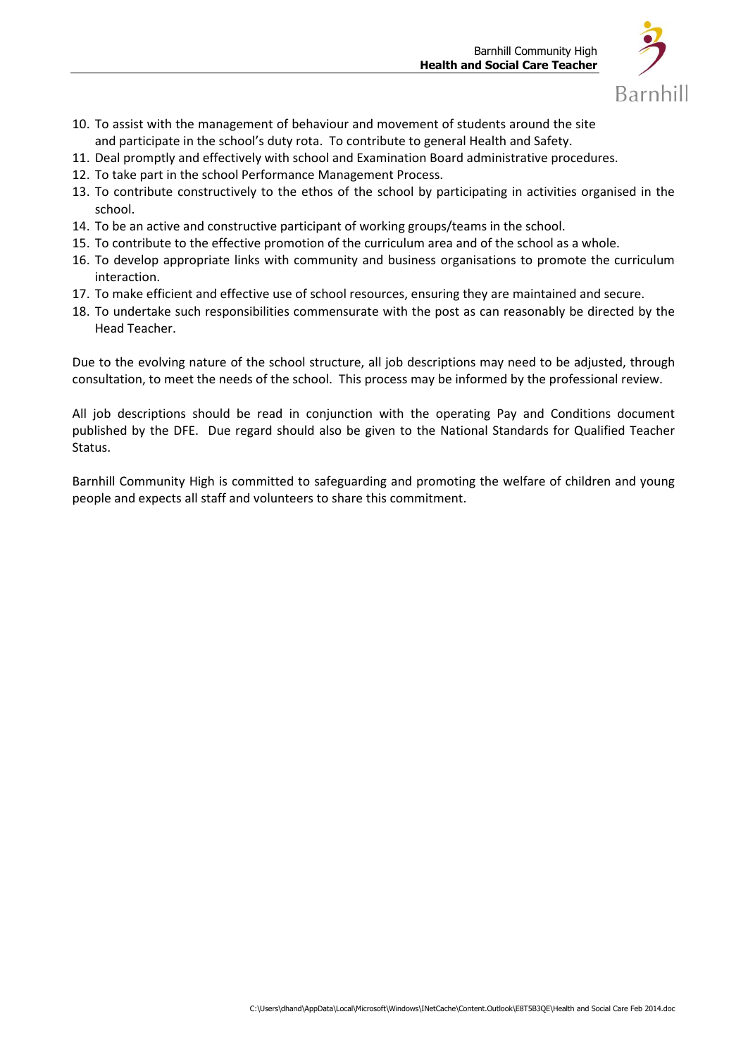10. To assist with the management of behaviour and movement of students around the site and participate in the school's duty rota. To contribute to general Health and Safety.
11. Deal promptly and effectively with school and Examination Board administrative procedures.
12. To take part in the school Performance Management Process.
13. To contribute constructively to the ethos of the school by participating in activities organised in the school.
14. To be an active and constructive participant of working groups/teams in the school.
15. To contribute to the effective promotion of the curriculum area and of the school as a whole.
16. To develop appropriate links with community and business organisations to promote the curriculum interaction.
17. To make efficient and effective use of school resources, ensuring they are maintained and secure.
18. To undertake such responsibilities commensurate with the post as can reasonably be directed by the Head Teacher.

Due to the evolving nature of the school structure, all job descriptions may need to be adjusted, through consultation, to meet the needs of the school. This process may be informed by the professional review.

All job descriptions should be read in conjunction with the operating Pay and Conditions document published by the DFE. Due regard should also be given to the National Standards for Qualified Teacher Status.

Barnhill Community High is committed to safeguarding and promoting the welfare of children and young people and expects all staff and volunteers to share this commitment.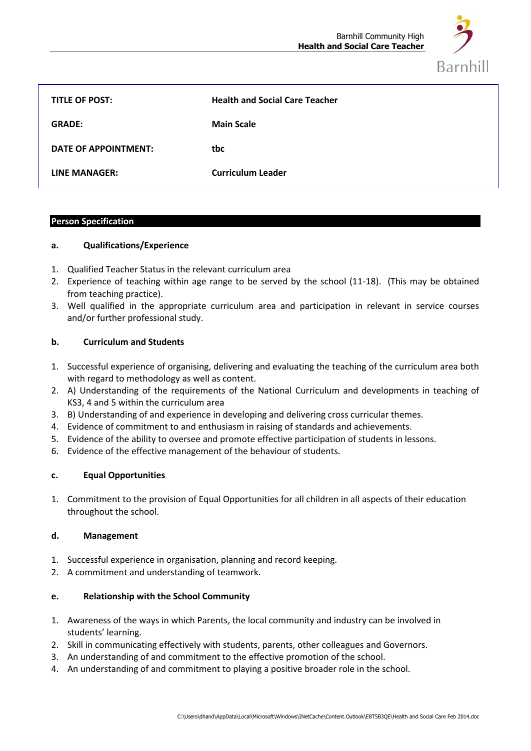| TITLE OF POST: | Health and Social Care Teacher |
|---|---|
| GRADE: | Main Scale |
| DATE OF APPOINTMENT: | tbc |
| LINE MANAGER: | Curriculum Leader |

## Person Specification

### a. Qualifications/Experience

1. Qualified Teacher Status in the relevant curriculum area
2. Experience of teaching within age range to be served by the school (11-18). (This may be obtained from teaching practice).
3. Well qualified in the appropriate curriculum area and participation in relevant in service courses and/or further professional study.

### b. Curriculum and Students

1. Successful experience of organising, delivering and evaluating the teaching of the curriculum area both with regard to methodology as well as content.
2. A) Understanding of the requirements of the National Curriculum and developments in teaching of KS3, 4 and 5 within the curriculum area
3. B) Understanding of and experience in developing and delivering cross curricular themes.
4. Evidence of commitment to and enthusiasm in raising of standards and achievements.
5. Evidence of the ability to oversee and promote effective participation of students in lessons.
6. Evidence of the effective management of the behaviour of students.

### c. Equal Opportunities

1. Commitment to the provision of Equal Opportunities for all children in all aspects of their education throughout the school.

### d. Management

1. Successful experience in organisation, planning and record keeping.
2. A commitment and understanding of teamwork.

### e. Relationship with the School Community

1. Awareness of the ways in which Parents, the local community and industry can be involved in students' learning.
2. Skill in communicating effectively with students, parents, other colleagues and Governors.
3. An understanding of and commitment to the effective promotion of the school.
4. An understanding of and commitment to playing a positive broader role in the school.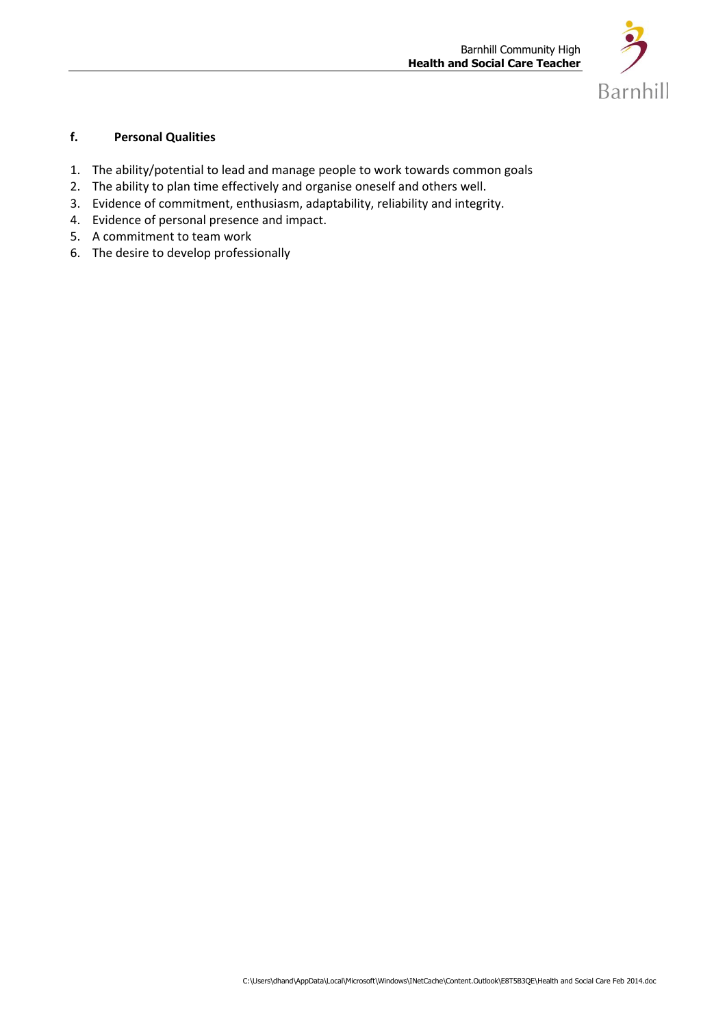**f. Personal Qualities**

1. The ability/potential to lead and manage people to work towards common goals
2. The ability to plan time effectively and organise oneself and others well.
3. Evidence of commitment, enthusiasm, adaptability, reliability and integrity.
4. Evidence of personal presence and impact.
5. A commitment to team work
6. The desire to develop professionally